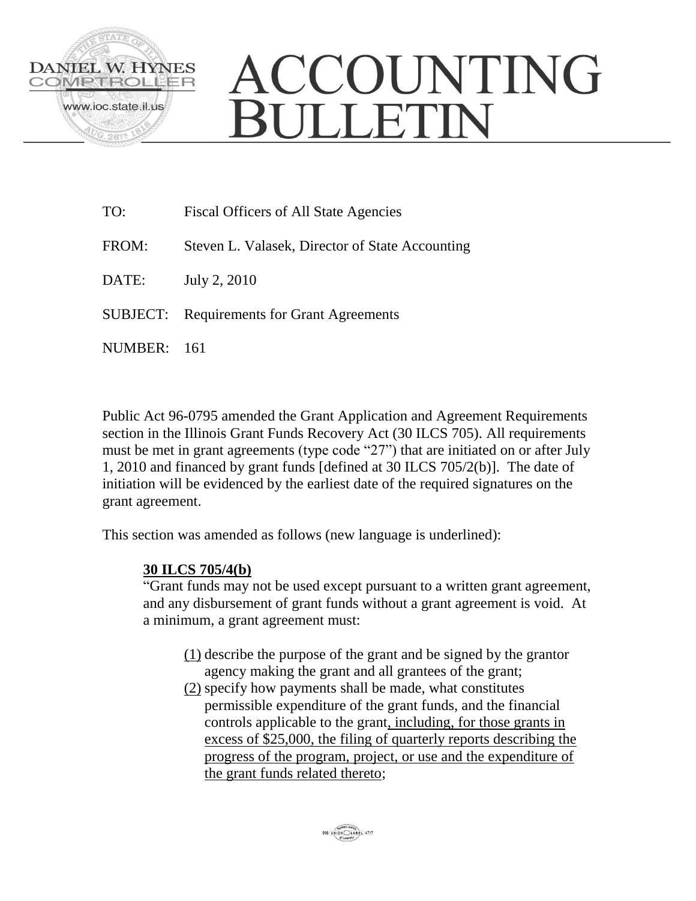DANIEL W. HYNES
COMPTROLLER
www.ioc.state.il.us

# ACCOUNTING BULLETIN

TO: Fiscal Officers of All State Agencies

FROM: Steven L. Valasek, Director of State Accounting

DATE: July 2, 2010

SUBJECT: Requirements for Grant Agreements

NUMBER: 161

Public Act 96-0795 amended the Grant Application and Agreement Requirements section in the Illinois Grant Funds Recovery Act (30 ILCS 705). All requirements must be met in grant agreements (type code "27") that are initiated on or after July 1, 2010 and financed by grant funds [defined at 30 ILCS 705/2(b)]. The date of initiation will be evidenced by the earliest date of the required signatures on the grant agreement.

This section was amended as follows (new language is underlined):

**30 ILCS 705/4(b)**

"Grant funds may not be used except pursuant to a written grant agreement, and any disbursement of grant funds without a grant agreement is void. At a minimum, a grant agreement must:

(1) describe the purpose of the grant and be signed by the grantor agency making the grant and all grantees of the grant;

(2) specify how payments shall be made, what constitutes permissible expenditure of the grant funds, and the financial controls applicable to the grant, including, for those grants in excess of $25,000, the filing of quarterly reports describing the progress of the program, project, or use and the expenditure of the grant funds related thereto;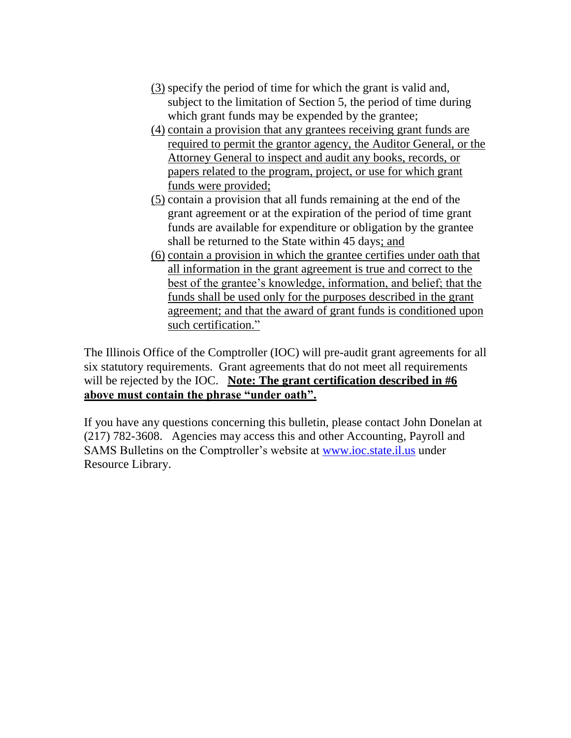(3) specify the period of time for which the grant is valid and, subject to the limitation of Section 5, the period of time during which grant funds may be expended by the grantee;
(4) contain a provision that any grantees receiving grant funds are required to permit the grantor agency, the Auditor General, or the Attorney General to inspect and audit any books, records, or papers related to the program, project, or use for which grant funds were provided;
(5) contain a provision that all funds remaining at the end of the grant agreement or at the expiration of the period of time grant funds are available for expenditure or obligation by the grantee shall be returned to the State within 45 days; and
(6) contain a provision in which the grantee certifies under oath that all information in the grant agreement is true and correct to the best of the grantee's knowledge, information, and belief; that the funds shall be used only for the purposes described in the grant agreement; and that the award of grant funds is conditioned upon such certification."

The Illinois Office of the Comptroller (IOC) will pre-audit grant agreements for all six statutory requirements. Grant agreements that do not meet all requirements will be rejected by the IOC. **Note: The grant certification described in #6 above must contain the phrase "under oath".**

If you have any questions concerning this bulletin, please contact John Donelan at (217) 782-3608. Agencies may access this and other Accounting, Payroll and SAMS Bulletins on the Comptroller's website at [www.ioc.state.il.us](http://www.ioc.state.il.us) under Resource Library.